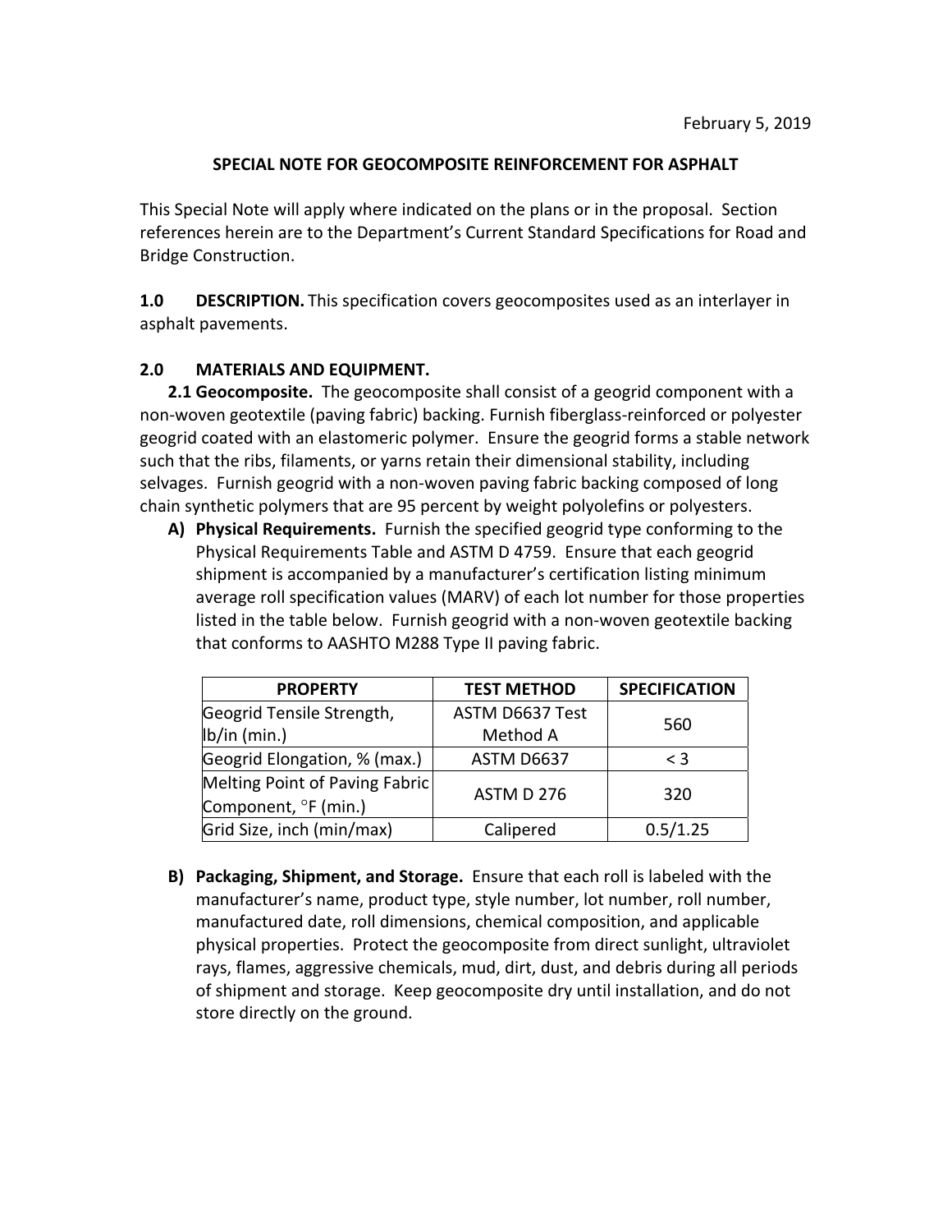February 5, 2019

# SPECIAL NOTE FOR GEOCOMPOSITE REINFORCEMENT FOR ASPHALT

This Special Note will apply where indicated on the plans or in the proposal. Section references herein are to the Department's Current Standard Specifications for Road and Bridge Construction.

**1.0 DESCRIPTION.** This specification covers geocomposites used as an interlayer in asphalt pavements.

**2.0 MATERIALS AND EQUIPMENT.**

**2.1 Geocomposite.** The geocomposite shall consist of a geogrid component with a non-woven geotextile (paving fabric) backing. Furnish fiberglass-reinforced or polyester geogrid coated with an elastomeric polymer. Ensure the geogrid forms a stable network such that the ribs, filaments, or yarns retain their dimensional stability, including selvages. Furnish geogrid with a non-woven paving fabric backing composed of long chain synthetic polymers that are 95 percent by weight polyolefins or polyesters.

**A) Physical Requirements.** Furnish the specified geogrid type conforming to the Physical Requirements Table and ASTM D 4759. Ensure that each geogrid shipment is accompanied by a manufacturer's certification listing minimum average roll specification values (MARV) of each lot number for those properties listed in the table below. Furnish geogrid with a non-woven geotextile backing that conforms to AASHTO M288 Type II paving fabric.

| PROPERTY | TEST METHOD | SPECIFICATION |
|---|---|---|
| Geogrid Tensile Strength, lb/in (min.) | ASTM D6637 Test Method A | 560 |
| Geogrid Elongation, % (max.) | ASTM D6637 | < 3 |
| Melting Point of Paving Fabric Component, °F (min.) | ASTM D 276 | 320 |
| Grid Size, inch (min/max) | Calipered | 0.5/1.25 |

**B) Packaging, Shipment, and Storage.** Ensure that each roll is labeled with the manufacturer's name, product type, style number, lot number, roll number, manufactured date, roll dimensions, chemical composition, and applicable physical properties. Protect the geocomposite from direct sunlight, ultraviolet rays, flames, aggressive chemicals, mud, dirt, dust, and debris during all periods of shipment and storage. Keep geocomposite dry until installation, and do not store directly on the ground.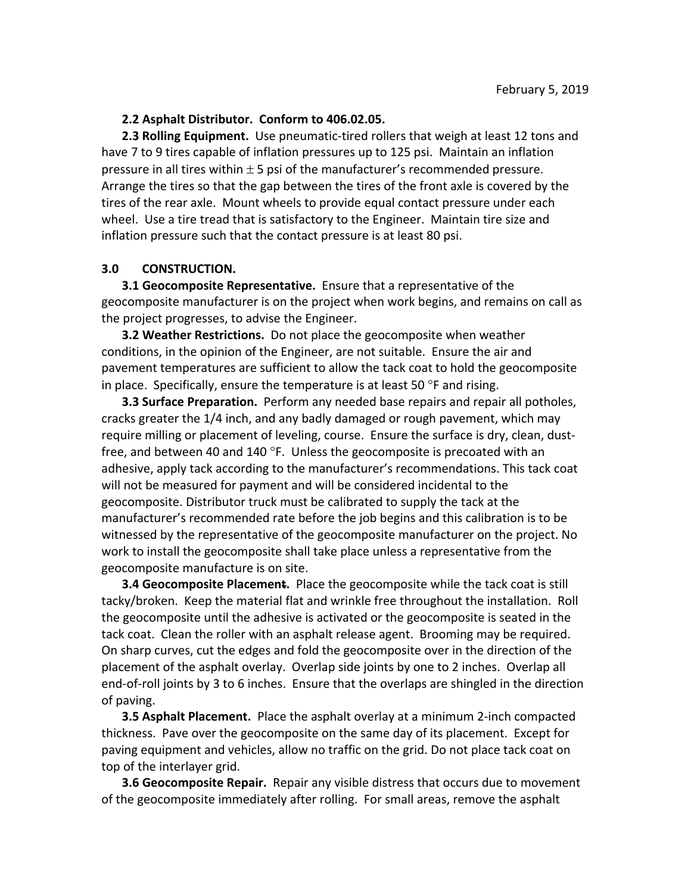February 5, 2019

**2.2 Asphalt Distributor. Conform to 406.02.05.**

**2.3 Rolling Equipment.** Use pneumatic-tired rollers that weigh at least 12 tons and have 7 to 9 tires capable of inflation pressures up to 125 psi. Maintain an inflation pressure in all tires within $\pm$ 5 psi of the manufacturer's recommended pressure. Arrange the tires so that the gap between the tires of the front axle is covered by the tires of the rear axle. Mount wheels to provide equal contact pressure under each wheel. Use a tire tread that is satisfactory to the Engineer. Maintain tire size and inflation pressure such that the contact pressure is at least 80 psi.

## 3.0 CONSTRUCTION.

**3.1 Geocomposite Representative.** Ensure that a representative of the geocomposite manufacturer is on the project when work begins, and remains on call as the project progresses, to advise the Engineer.

**3.2 Weather Restrictions.** Do not place the geocomposite when weather conditions, in the opinion of the Engineer, are not suitable. Ensure the air and pavement temperatures are sufficient to allow the tack coat to hold the geocomposite in place. Specifically, ensure the temperature is at least 50 °F and rising.

**3.3 Surface Preparation.** Perform any needed base repairs and repair all potholes, cracks greater the 1/4 inch, and any badly damaged or rough pavement, which may require milling or placement of leveling, course. Ensure the surface is dry, clean, dust-free, and between 40 and 140 °F. Unless the geocomposite is precoated with an adhesive, apply tack according to the manufacturer's recommendations. This tack coat will not be measured for payment and will be considered incidental to the geocomposite. Distributor truck must be calibrated to supply the tack at the manufacturer's recommended rate before the job begins and this calibration is to be witnessed by the representative of the geocomposite manufacturer on the project. No work to install the geocomposite shall take place unless a representative from the geocomposite manufacture is on site.

**3.4 Geocomposite Placement.** Place the geocomposite while the tack coat is still tacky/broken. Keep the material flat and wrinkle free throughout the installation. Roll the geocomposite until the adhesive is activated or the geocomposite is seated in the tack coat. Clean the roller with an asphalt release agent. Brooming may be required. On sharp curves, cut the edges and fold the geocomposite over in the direction of the placement of the asphalt overlay. Overlap side joints by one to 2 inches. Overlap all end-of-roll joints by 3 to 6 inches. Ensure that the overlaps are shingled in the direction of paving.

**3.5 Asphalt Placement.** Place the asphalt overlay at a minimum 2-inch compacted thickness. Pave over the geocomposite on the same day of its placement. Except for paving equipment and vehicles, allow no traffic on the grid. Do not place tack coat on top of the interlayer grid.

**3.6 Geocomposite Repair.** Repair any visible distress that occurs due to movement of the geocomposite immediately after rolling. For small areas, remove the asphalt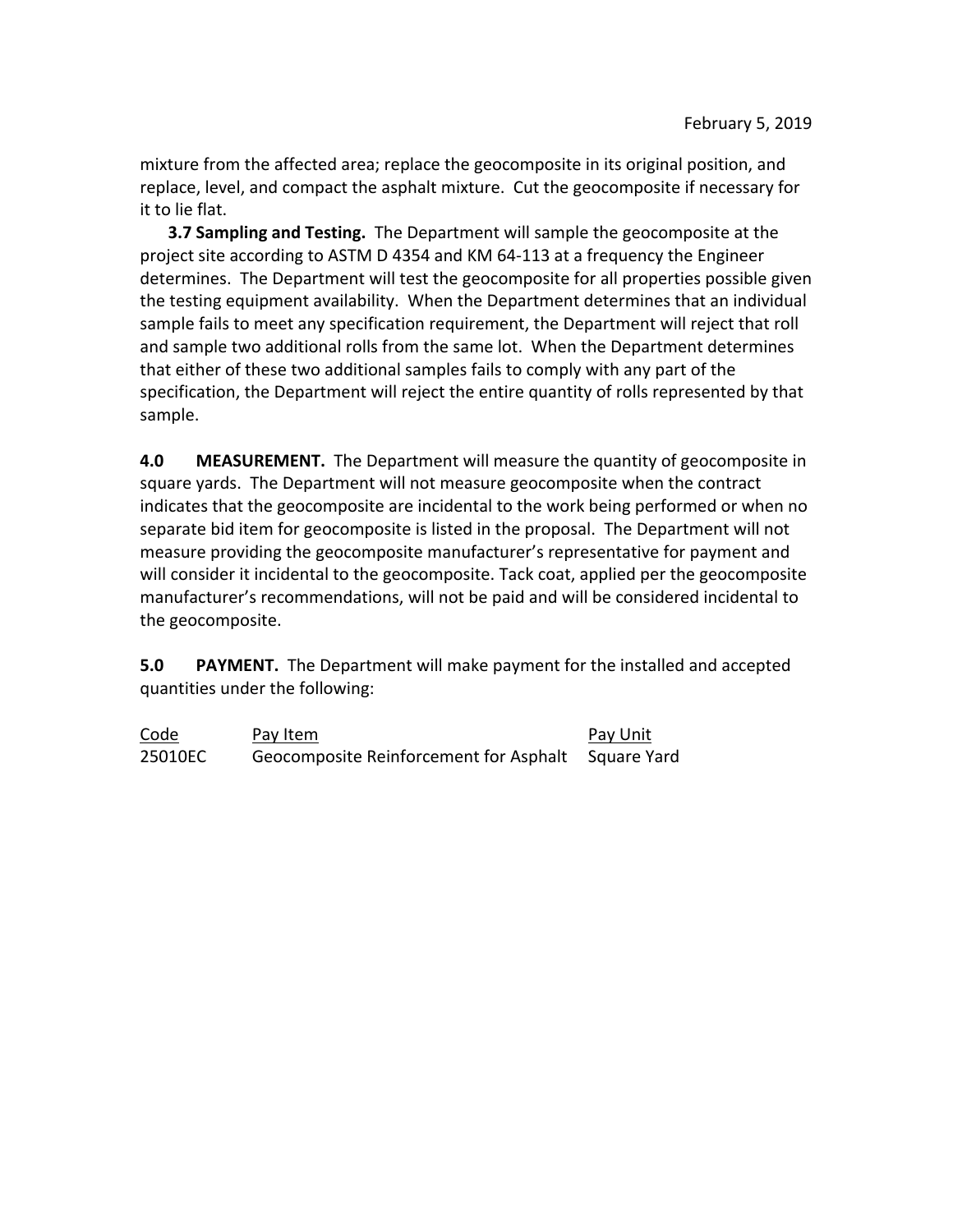mixture from the affected area; replace the geocomposite in its original position, and replace, level, and compact the asphalt mixture. Cut the geocomposite if necessary for it to lie flat.

**3.7 Sampling and Testing.** The Department will sample the geocomposite at the project site according to ASTM D 4354 and KM 64-113 at a frequency the Engineer determines. The Department will test the geocomposite for all properties possible given the testing equipment availability. When the Department determines that an individual sample fails to meet any specification requirement, the Department will reject that roll and sample two additional rolls from the same lot. When the Department determines that either of these two additional samples fails to comply with any part of the specification, the Department will reject the entire quantity of rolls represented by that sample.

**4.0 MEASUREMENT.** The Department will measure the quantity of geocomposite in square yards. The Department will not measure geocomposite when the contract indicates that the geocomposite are incidental to the work being performed or when no separate bid item for geocomposite is listed in the proposal. The Department will not measure providing the geocomposite manufacturer's representative for payment and will consider it incidental to the geocomposite. Tack coat, applied per the geocomposite manufacturer's recommendations, will not be paid and will be considered incidental to the geocomposite.

**5.0 PAYMENT.** The Department will make payment for the installed and accepted quantities under the following:

| Code | Pay Item | Pay Unit |
|---|---|---|
| 25010EC | Geocomposite Reinforcement for Asphalt | Square Yard |